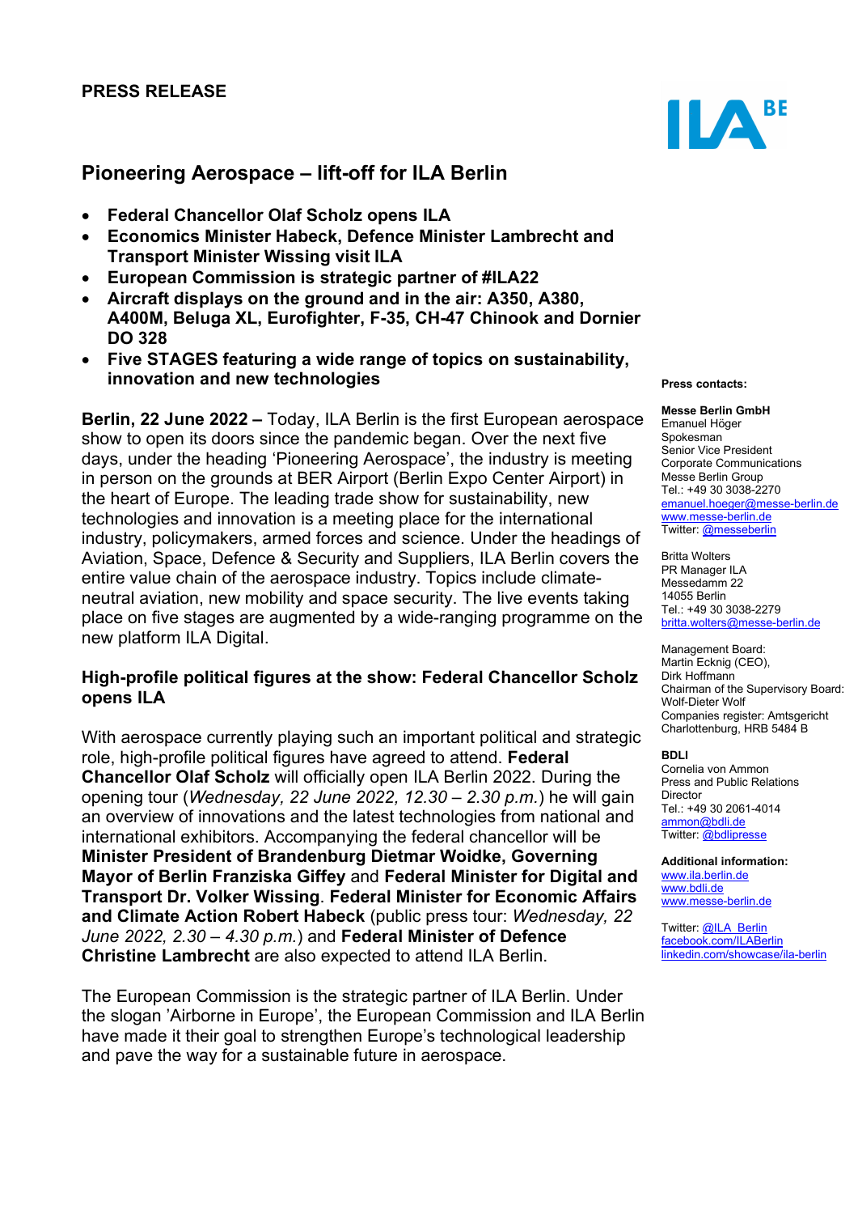**PRESS RELEASE**

# Pioneering Aerospace – lift-off for ILA Berlin

- **Federal Chancellor Olaf Scholz opens ILA**
- **Economics Minister Habeck, Defence Minister Lambrecht and Transport Minister Wissing visit ILA**
- **European Commission is strategic partner of #ILA22**
- **Aircraft displays on the ground and in the air: A350, A380, A400M, Beluga XL, Eurofighter, F-35, CH-47 Chinook and Dornier DO 328**
- **Five STAGES featuring a wide range of topics on sustainability, innovation and new technologies**

**Berlin, 22 June 2022 –** Today, ILA Berlin is the first European aerospace show to open its doors since the pandemic began. Over the next five days, under the heading 'Pioneering Aerospace', the industry is meeting in person on the grounds at BER Airport (Berlin Expo Center Airport) in the heart of Europe. The leading trade show for sustainability, new technologies and innovation is a meeting place for the international industry, policymakers, armed forces and science. Under the headings of Aviation, Space, Defence & Security and Suppliers, ILA Berlin covers the entire value chain of the aerospace industry. Topics include climate-neutral aviation, new mobility and space security. The live events taking place on five stages are augmented by a wide-ranging programme on the new platform ILA Digital.

## High-profile political figures at the show: Federal Chancellor Scholz opens ILA

With aerospace currently playing such an important political and strategic role, high-profile political figures have agreed to attend. **Federal Chancellor Olaf Scholz** will officially open ILA Berlin 2022. During the opening tour (*Wednesday, 22 June 2022, 12.30 – 2.30 p.m.*) he will gain an overview of innovations and the latest technologies from national and international exhibitors. Accompanying the federal chancellor will be **Minister President of Brandenburg Dietmar Woidke, Governing Mayor of Berlin Franziska Giffey** and **Federal Minister for Digital and Transport Dr. Volker Wissing**. **Federal Minister for Economic Affairs and Climate Action Robert Habeck** (public press tour: *Wednesday, 22 June 2022, 2.30 – 4.30 p.m.*) and **Federal Minister of Defence Christine Lambrecht** are also expected to attend ILA Berlin.

The European Commission is the strategic partner of ILA Berlin. Under the slogan 'Airborne in Europe', the European Commission and ILA Berlin have made it their goal to strengthen Europe's technological leadership and pave the way for a sustainable future in aerospace.

**Press contacts:**

**Messe Berlin GmbH**
Emanuel Höger
Spokesman
Senior Vice President
Corporate Communications
Messe Berlin Group
Tel.: +49 30 3038-2270
emanuel.hoeger@messe-berlin.de
www.messe-berlin.de
Twitter: @messeberlin

Britta Wolters
PR Manager ILA
Messedamm 22
14055 Berlin
Tel.: +49 30 3038-2279
britta.wolters@messe-berlin.de

Management Board:
Martin Ecknig (CEO),
Dirk Hoffmann
Chairman of the Supervisory Board:
Wolf-Dieter Wolf
Companies register: Amtsgericht Charlottenburg, HRB 5484 B

**BDLI**
Cornelia von Ammon
Press and Public Relations Director
Tel.: +49 30 2061-4014
ammon@bdli.de
Twitter: @bdlipresse

**Additional information:**
www.ila.berlin.de
www.bdli.de
www.messe-berlin.de

Twitter: @ILA_Berlin
facebook.com/ILABerlin
linkedin.com/showcase/ila-berlin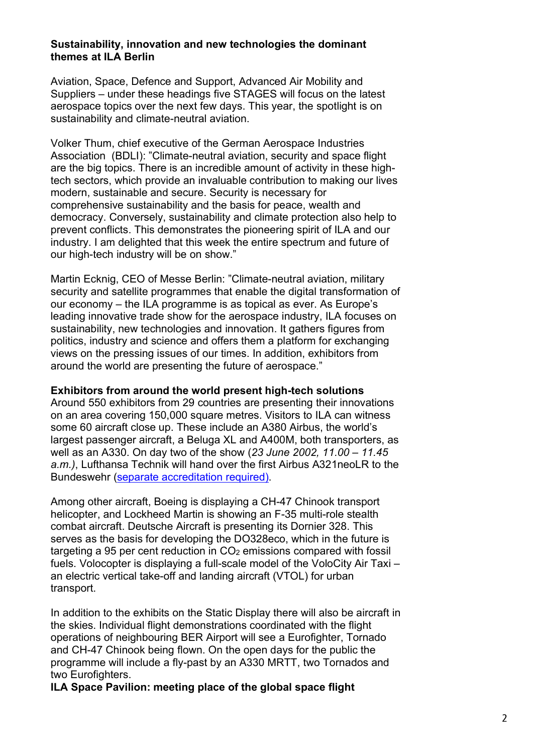**Sustainability, innovation and new technologies the dominant themes at ILA Berlin**

Aviation, Space, Defence and Support, Advanced Air Mobility and Suppliers – under these headings five STAGES will focus on the latest aerospace topics over the next few days. This year, the spotlight is on sustainability and climate-neutral aviation.

Volker Thum, chief executive of the German Aerospace Industries Association (BDLI): "Climate-neutral aviation, security and space flight are the big topics. There is an incredible amount of activity in these high-tech sectors, which provide an invaluable contribution to making our lives modern, sustainable and secure. Security is necessary for comprehensive sustainability and the basis for peace, wealth and democracy. Conversely, sustainability and climate protection also help to prevent conflicts. This demonstrates the pioneering spirit of ILA and our industry. I am delighted that this week the entire spectrum and future of our high-tech industry will be on show."

Martin Ecknig, CEO of Messe Berlin: "Climate-neutral aviation, military security and satellite programmes that enable the digital transformation of our economy – the ILA programme is as topical as ever. As Europe's leading innovative trade show for the aerospace industry, ILA focuses on sustainability, new technologies and innovation. It gathers figures from politics, industry and science and offers them a platform for exchanging views on the pressing issues of our times. In addition, exhibitors from around the world are presenting the future of aerospace."

**Exhibitors from around the world present high-tech solutions**

Around 550 exhibitors from 29 countries are presenting their innovations on an area covering 150,000 square metres. Visitors to ILA can witness some 60 aircraft close up. These include an A380 Airbus, the world's largest passenger aircraft, a Beluga XL and A400M, both transporters, as well as an A330. On day two of the show (*23 June 2002, 11.00 – 11.45 a.m.)*, Lufthansa Technik will hand over the first Airbus A321neoLR to the Bundeswehr (separate accreditation required).

Among other aircraft, Boeing is displaying a CH-47 Chinook transport helicopter, and Lockheed Martin is showing an F-35 multi-role stealth combat aircraft. Deutsche Aircraft is presenting its Dornier 328. This serves as the basis for developing the DO328eco, which in the future is targeting a 95 per cent reduction in $CO_2$ emissions compared with fossil fuels. Volocopter is displaying a full-scale model of the VoloCity Air Taxi – an electric vertical take-off and landing aircraft (VTOL) for urban transport.

In addition to the exhibits on the Static Display there will also be aircraft in the skies. Individual flight demonstrations coordinated with the flight operations of neighbouring BER Airport will see a Eurofighter, Tornado and CH-47 Chinook being flown. On the open days for the public the programme will include a fly-past by an A330 MRTT, two Tornados and two Eurofighters.

**ILA Space Pavilion: meeting place of the global space flight**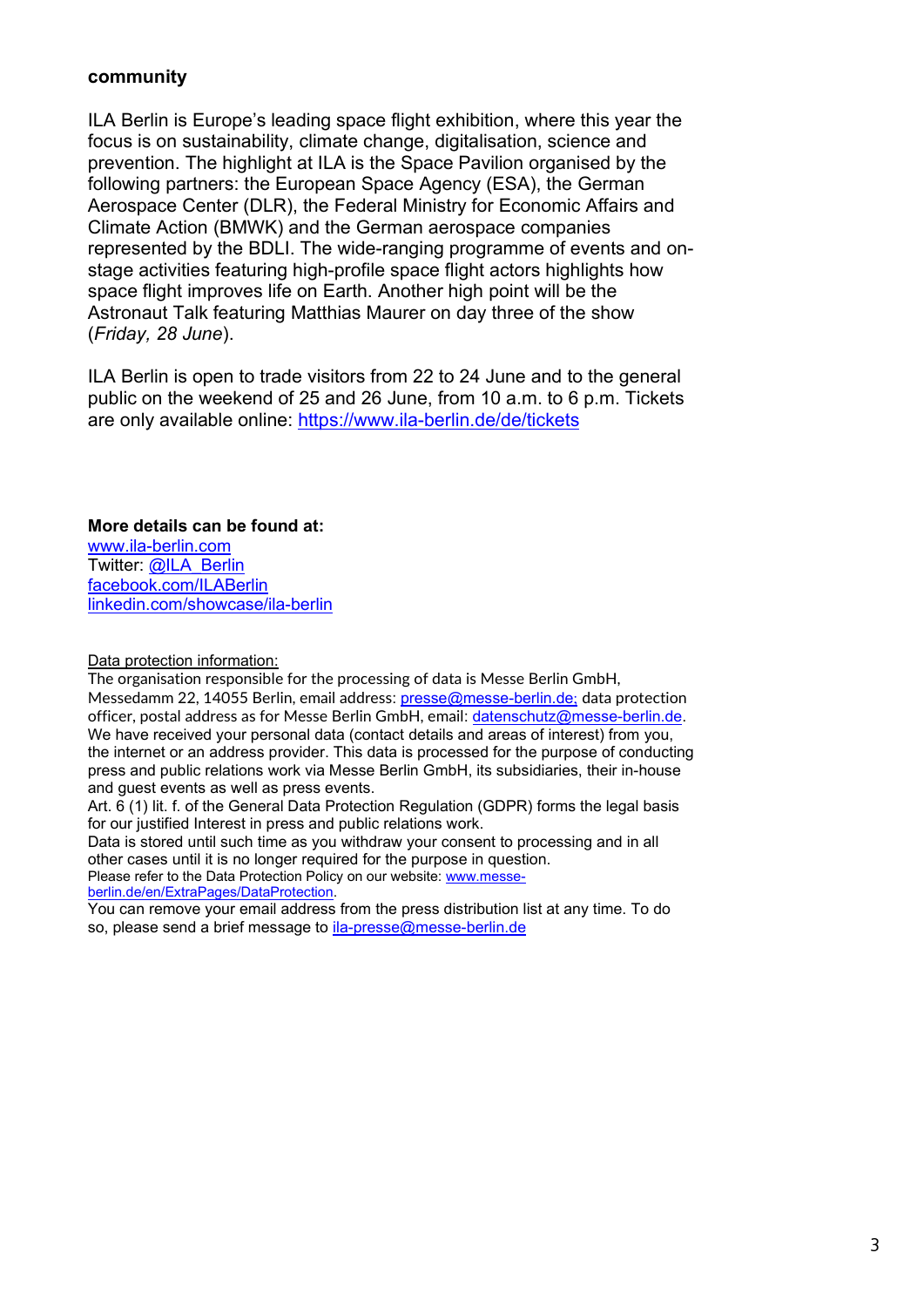**community**

ILA Berlin is Europe's leading space flight exhibition, where this year the focus is on sustainability, climate change, digitalisation, science and prevention. The highlight at ILA is the Space Pavilion organised by the following partners: the European Space Agency (ESA), the German Aerospace Center (DLR), the Federal Ministry for Economic Affairs and Climate Action (BMWK) and the German aerospace companies represented by the BDLI. The wide-ranging programme of events and on-stage activities featuring high-profile space flight actors highlights how space flight improves life on Earth. Another high point will be the Astronaut Talk featuring Matthias Maurer on day three of the show (*Friday, 28 June*).

ILA Berlin is open to trade visitors from 22 to 24 June and to the general public on the weekend of 25 and 26 June, from 10 a.m. to 6 p.m. Tickets are only available online: https://www.ila-berlin.de/de/tickets

**More details can be found at:**
www.ila-berlin.com
Twitter: @ILA_Berlin
facebook.com/ILABerlin
linkedin.com/showcase/ila-berlin

Data protection information:
The organisation responsible for the processing of data is Messe Berlin GmbH, Messedamm 22, 14055 Berlin, email address: presse@messe-berlin.de; data protection officer, postal address as for Messe Berlin GmbH, email: datenschutz@messe-berlin.de.
We have received your personal data (contact details and areas of interest) from you, the internet or an address provider. This data is processed for the purpose of conducting press and public relations work via Messe Berlin GmbH, its subsidiaries, their in-house and guest events as well as press events.
Art. 6 (1) lit. f. of the General Data Protection Regulation (GDPR) forms the legal basis for our justified Interest in press and public relations work.
Data is stored until such time as you withdraw your consent to processing and in all other cases until it is no longer required for the purpose in question.
Please refer to the Data Protection Policy on our website: www.messe-berlin.de/en/ExtraPages/DataProtection.
You can remove your email address from the press distribution list at any time. To do so, please send a brief message to ila-presse@messe-berlin.de